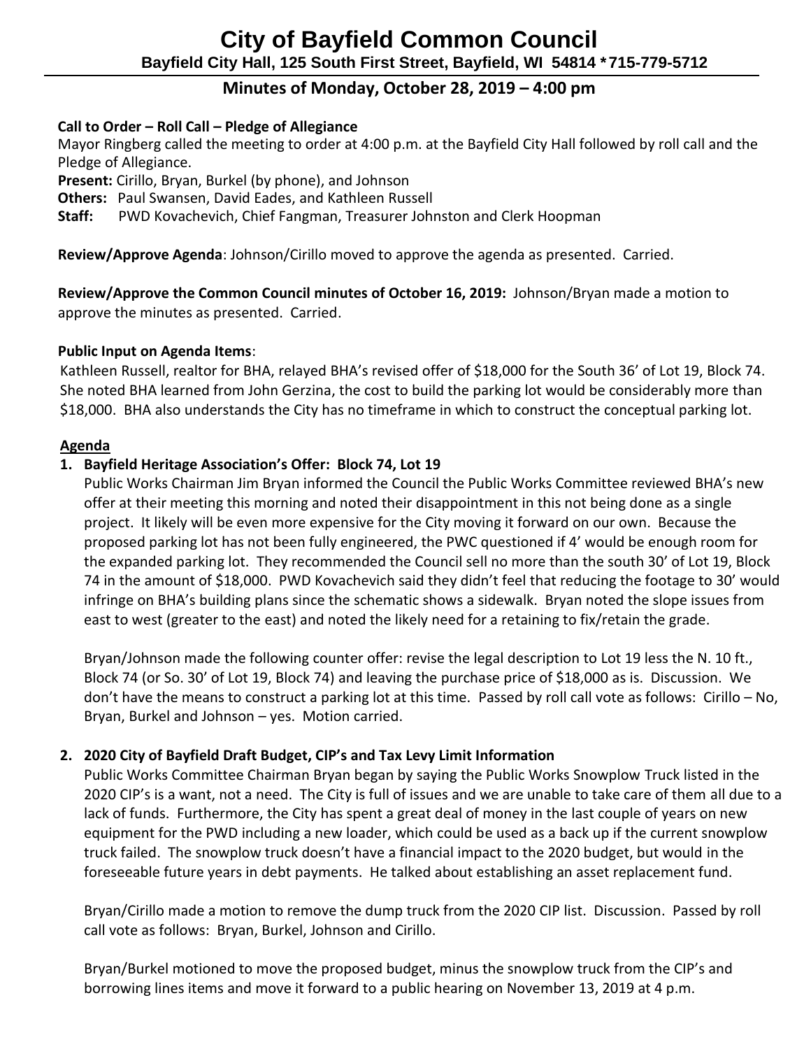# City of Bayfield Common Council

**Bayfield City Hall, 125 South First Street, Bayfield, WI 54814 \*715-779-5712**

## Minutes of Monday, October 28, 2019 – 4:00 pm

**Call to Order – Roll Call – Pledge of Allegiance**

Mayor Ringberg called the meeting to order at 4:00 p.m. at the Bayfield City Hall followed by roll call and the Pledge of Allegiance.

**Present:** Cirillo, Bryan, Burkel (by phone), and Johnson

**Others:** Paul Swansen, David Eades, and Kathleen Russell

**Staff:** PWD Kovachevich, Chief Fangman, Treasurer Johnston and Clerk Hoopman

**Review/Approve Agenda**: Johnson/Cirillo moved to approve the agenda as presented. Carried.

**Review/Approve the Common Council minutes of October 16, 2019:** Johnson/Bryan made a motion to approve the minutes as presented. Carried.

**Public Input on Agenda Items**:

Kathleen Russell, realtor for BHA, relayed BHA's revised offer of $18,000 for the South 36' of Lot 19, Block 74. She noted BHA learned from John Gerzina, the cost to build the parking lot would be considerably more than $18,000. BHA also understands the City has no timeframe in which to construct the conceptual parking lot.

**Agenda**

1. **Bayfield Heritage Association's Offer: Block 74, Lot 19**

   Public Works Chairman Jim Bryan informed the Council the Public Works Committee reviewed BHA's new offer at their meeting this morning and noted their disappointment in this not being done as a single project. It likely will be even more expensive for the City moving it forward on our own. Because the proposed parking lot has not been fully engineered, the PWC questioned if 4' would be enough room for the expanded parking lot. They recommended the Council sell no more than the south 30' of Lot 19, Block 74 in the amount of $18,000. PWD Kovachevich said they didn't feel that reducing the footage to 30' would infringe on BHA's building plans since the schematic shows a sidewalk. Bryan noted the slope issues from east to west (greater to the east) and noted the likely need for a retaining to fix/retain the grade.

   Bryan/Johnson made the following counter offer: revise the legal description to Lot 19 less the N. 10 ft., Block 74 (or So. 30' of Lot 19, Block 74) and leaving the purchase price of $18,000 as is. Discussion. We don't have the means to construct a parking lot at this time. Passed by roll call vote as follows: Cirillo – No, Bryan, Burkel and Johnson – yes. Motion carried.

2. **2020 City of Bayfield Draft Budget, CIP's and Tax Levy Limit Information**

   Public Works Committee Chairman Bryan began by saying the Public Works Snowplow Truck listed in the 2020 CIP's is a want, not a need. The City is full of issues and we are unable to take care of them all due to a lack of funds. Furthermore, the City has spent a great deal of money in the last couple of years on new equipment for the PWD including a new loader, which could be used as a back up if the current snowplow truck failed. The snowplow truck doesn't have a financial impact to the 2020 budget, but would in the foreseeable future years in debt payments. He talked about establishing an asset replacement fund.

   Bryan/Cirillo made a motion to remove the dump truck from the 2020 CIP list. Discussion. Passed by roll call vote as follows: Bryan, Burkel, Johnson and Cirillo.

   Bryan/Burkel motioned to move the proposed budget, minus the snowplow truck from the CIP's and borrowing lines items and move it forward to a public hearing on November 13, 2019 at 4 p.m.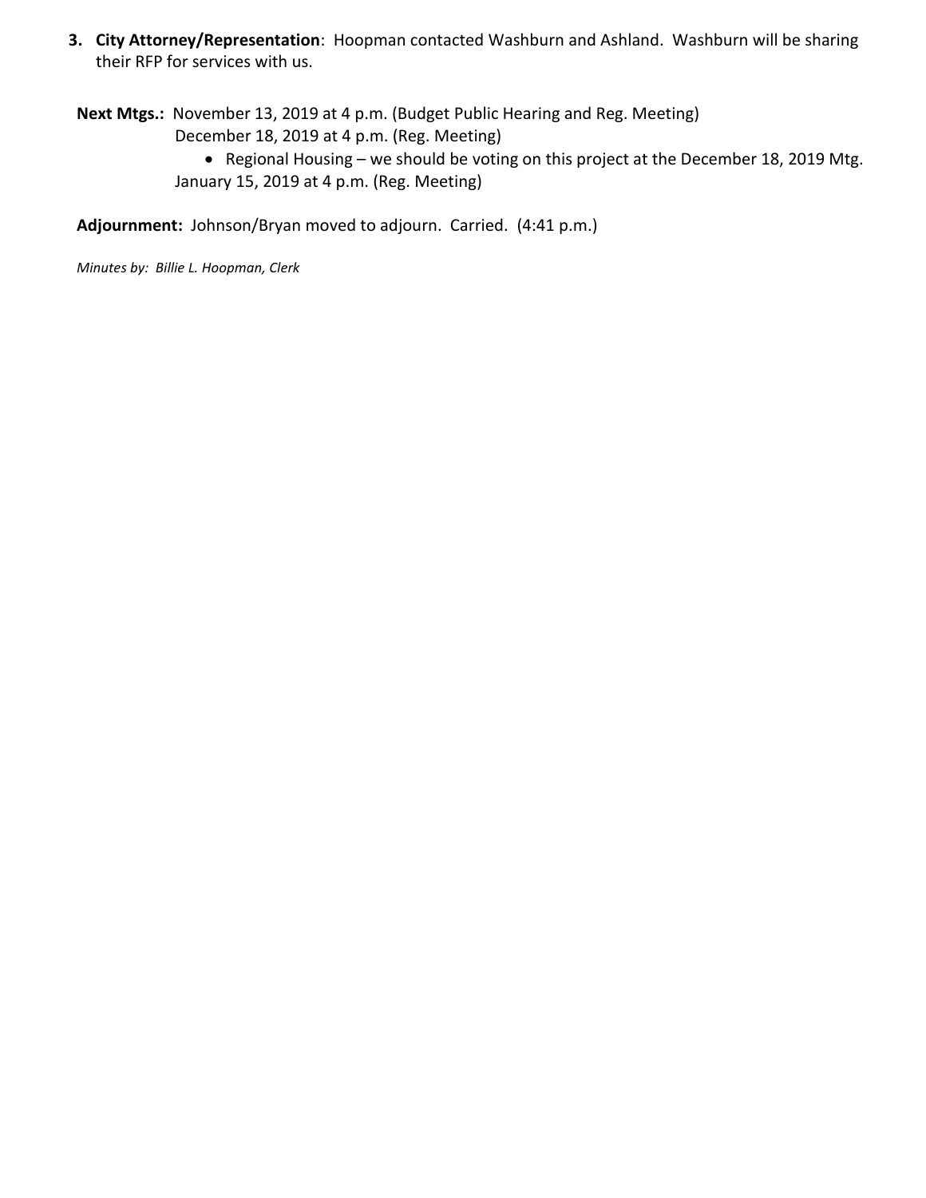3. **City Attorney/Representation**: Hoopman contacted Washburn and Ashland. Washburn will be sharing their RFP for services with us.

**Next Mtgs.:** November 13, 2019 at 4 p.m. (Budget Public Hearing and Reg. Meeting)
December 18, 2019 at 4 p.m. (Reg. Meeting)

- Regional Housing – we should be voting on this project at the December 18, 2019 Mtg.

January 15, 2019 at 4 p.m. (Reg. Meeting)

**Adjournment:** Johnson/Bryan moved to adjourn. Carried. (4:41 p.m.)

*Minutes by: Billie L. Hoopman, Clerk*